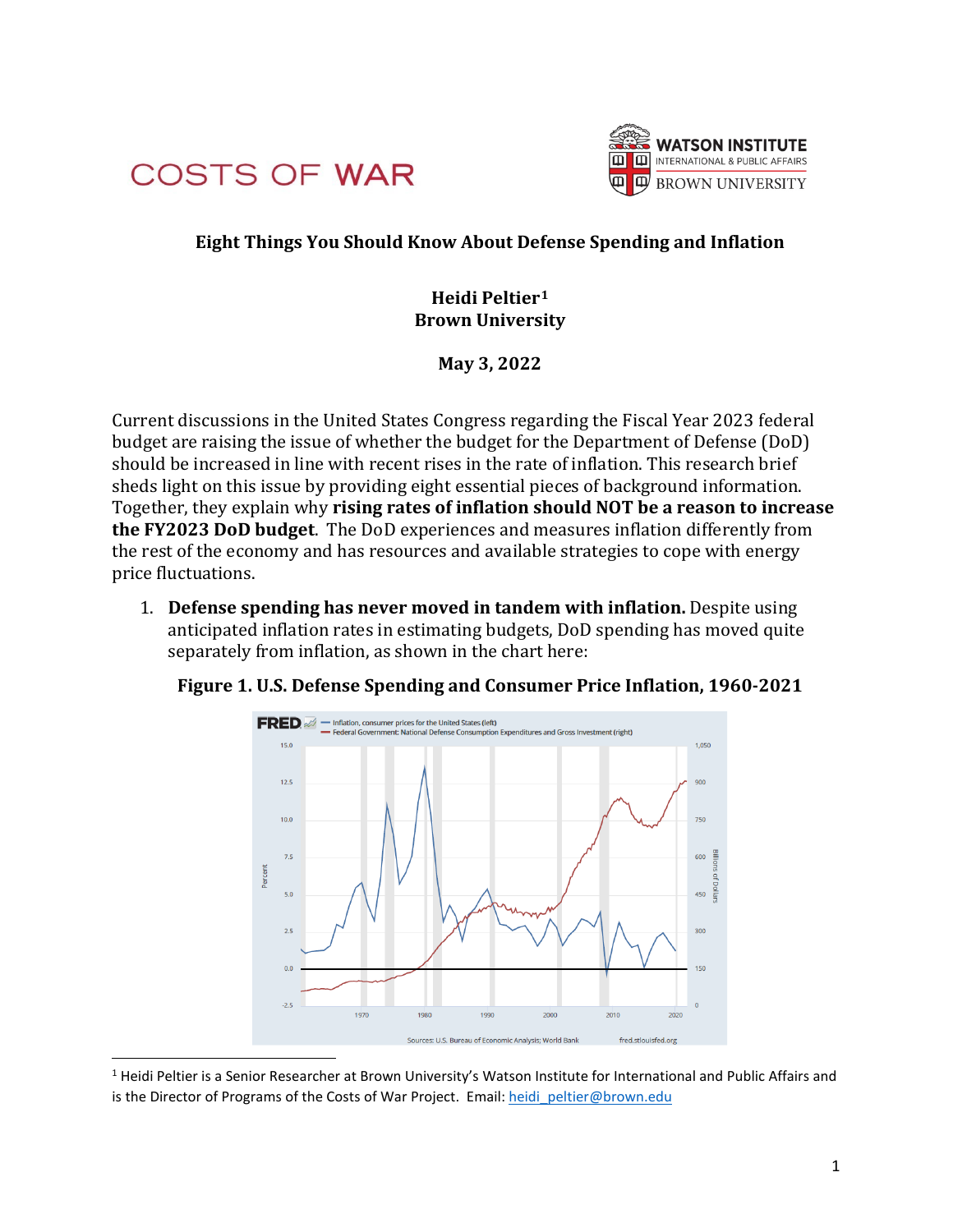COSTS OF WAR

WATSON INSTITUTE
INTERNATIONAL & PUBLIC AFFAIRS
BROWN UNIVERSITY

# Eight Things You Should Know About Defense Spending and Inflation

**Heidi Peltier[1]**
**Brown University**

**May 3, 2022**

Current discussions in the United States Congress regarding the Fiscal Year 2023 federal budget are raising the issue of whether the budget for the Department of Defense (DoD) should be increased in line with recent rises in the rate of inflation. This research brief sheds light on this issue by providing eight essential pieces of background information. Together, they explain why **rising rates of inflation should NOT be a reason to increase the FY2023 DoD budget**. The DoD experiences and measures inflation differently from the rest of the economy and has resources and available strategies to cope with energy price fluctuations.

1. **Defense spending has never moved in tandem with inflation.** Despite using anticipated inflation rates in estimating budgets, DoD spending has moved quite separately from inflation, as shown in the chart here:

**Figure 1. U.S. Defense Spending and Consumer Price Inflation, 1960-2021**

[1] Heidi Peltier is a Senior Researcher at Brown University's Watson Institute for International and Public Affairs and is the Director of Programs of the Costs of War Project. Email: heidi_peltier@brown.edu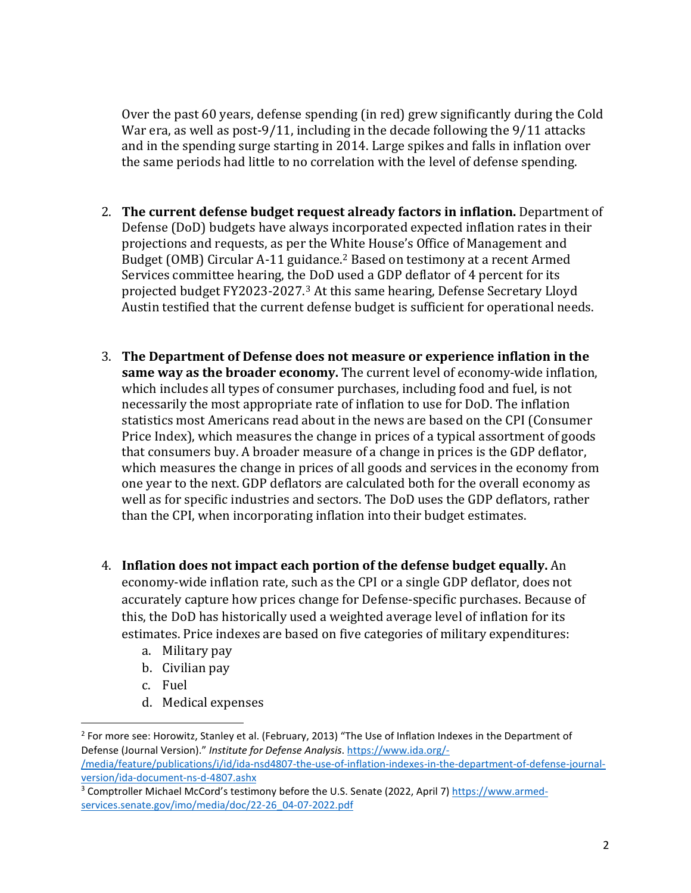Over the past 60 years, defense spending (in red) grew significantly during the Cold War era, as well as post-9/11, including in the decade following the 9/11 attacks and in the spending surge starting in 2014. Large spikes and falls in inflation over the same periods had little to no correlation with the level of defense spending.

2. **The current defense budget request already factors in inflation.** Department of Defense (DoD) budgets have always incorporated expected inflation rates in their projections and requests, as per the White House's Office of Management and Budget (OMB) Circular A-11 guidance.[2] Based on testimony at a recent Armed Services committee hearing, the DoD used a GDP deflator of 4 percent for its projected budget FY2023-2027.[3] At this same hearing, Defense Secretary Lloyd Austin testified that the current defense budget is sufficient for operational needs.

3. **The Department of Defense does not measure or experience inflation in the same way as the broader economy.** The current level of economy-wide inflation, which includes all types of consumer purchases, including food and fuel, is not necessarily the most appropriate rate of inflation to use for DoD. The inflation statistics most Americans read about in the news are based on the CPI (Consumer Price Index), which measures the change in prices of a typical assortment of goods that consumers buy. A broader measure of a change in prices is the GDP deflator, which measures the change in prices of all goods and services in the economy from one year to the next. GDP deflators are calculated both for the overall economy as well as for specific industries and sectors. The DoD uses the GDP deflators, rather than the CPI, when incorporating inflation into their budget estimates.

4. **Inflation does not impact each portion of the defense budget equally.** An economy-wide inflation rate, such as the CPI or a single GDP deflator, does not accurately capture how prices change for Defense-specific purchases. Because of this, the DoD has historically used a weighted average level of inflation for its estimates. Price indexes are based on five categories of military expenditures:
    a. Military pay
    b. Civilian pay
    c. Fuel
    d. Medical expenses

---

[2] For more see: Horowitz, Stanley et al. (February, 2013) "The Use of Inflation Indexes in the Department of Defense (Journal Version)." *Institute for Defense Analysis*. https://www.ida.org/-/media/feature/publications/i/id/ida-nsd4807-the-use-of-inflation-indexes-in-the-department-of-defense-journal-version/ida-document-ns-d-4807.ashx

[3] Comptroller Michael McCord's testimony before the U.S. Senate (2022, April 7) https://www.armed-services.senate.gov/imo/media/doc/22-26_04-07-2022.pdf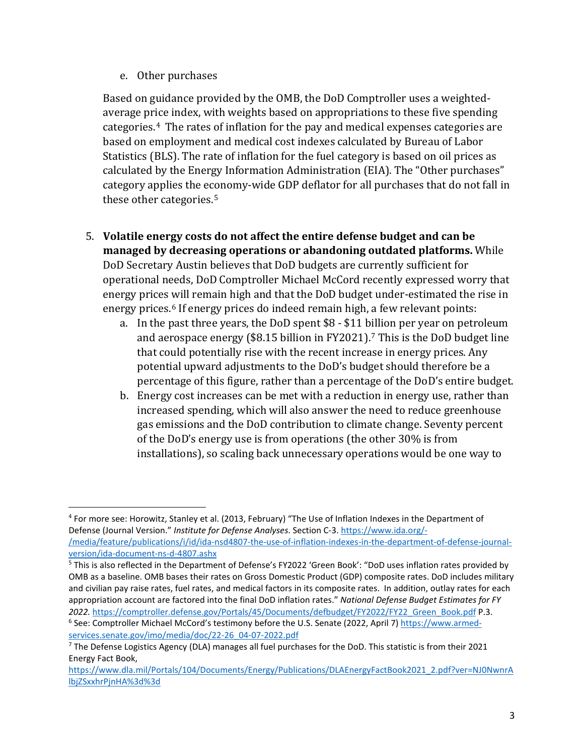e. Other purchases

Based on guidance provided by the OMB, the DoD Comptroller uses a weighted-average price index, with weights based on appropriations to these five spending categories.[4] The rates of inflation for the pay and medical expenses categories are based on employment and medical cost indexes calculated by Bureau of Labor Statistics (BLS). The rate of inflation for the fuel category is based on oil prices as calculated by the Energy Information Administration (EIA). The "Other purchases" category applies the economy-wide GDP deflator for all purchases that do not fall in these other categories.[5]

5. **Volatile energy costs do not affect the entire defense budget and can be managed by decreasing operations or abandoning outdated platforms.** While DoD Secretary Austin believes that DoD budgets are currently sufficient for operational needs, DoD Comptroller Michael McCord recently expressed worry that energy prices will remain high and that the DoD budget under-estimated the rise in energy prices.[6] If energy prices do indeed remain high, a few relevant points:
   a. In the past three years, the DoD spent $8 - $11 billion per year on petroleum and aerospace energy ($8.15 billion in FY2021).[7] This is the DoD budget line that could potentially rise with the recent increase in energy prices. Any potential upward adjustments to the DoD's budget should therefore be a percentage of this figure, rather than a percentage of the DoD's entire budget.
   b. Energy cost increases can be met with a reduction in energy use, rather than increased spending, which will also answer the need to reduce greenhouse gas emissions and the DoD contribution to climate change. Seventy percent of the DoD's energy use is from operations (the other 30% is from installations), so scaling back unnecessary operations would be one way to

---

[4] For more see: Horowitz, Stanley et al. (2013, February) "The Use of Inflation Indexes in the Department of Defense (Journal Version." *Institute for Defense Analyses*. Section C-3. https://www.ida.org/-/media/feature/publications/i/id/ida-nsd4807-the-use-of-inflation-indexes-in-the-department-of-defense-journal-version/ida-document-ns-d-4807.ashx

[5] This is also reflected in the Department of Defense's FY2022 'Green Book': "DoD uses inflation rates provided by OMB as a baseline. OMB bases their rates on Gross Domestic Product (GDP) composite rates. DoD includes military and civilian pay raise rates, fuel rates, and medical factors in its composite rates. In addition, outlay rates for each appropriation account are factored into the final DoD inflation rates." *National Defense Budget Estimates for FY 2022.* https://comptroller.defense.gov/Portals/45/Documents/defbudget/FY2022/FY22_Green_Book.pdf P.3.

[6] See: Comptroller Michael McCord's testimony before the U.S. Senate (2022, April 7) https://www.armed-services.senate.gov/imo/media/doc/22-26_04-07-2022.pdf

[7] The Defense Logistics Agency (DLA) manages all fuel purchases for the DoD. This statistic is from their 2021 Energy Fact Book, https://www.dla.mil/Portals/104/Documents/Energy/Publications/DLAEnergyFactBook2021_2.pdf?ver=NJ0NwnrAlbjZSxxhrPjnHA%3d%3d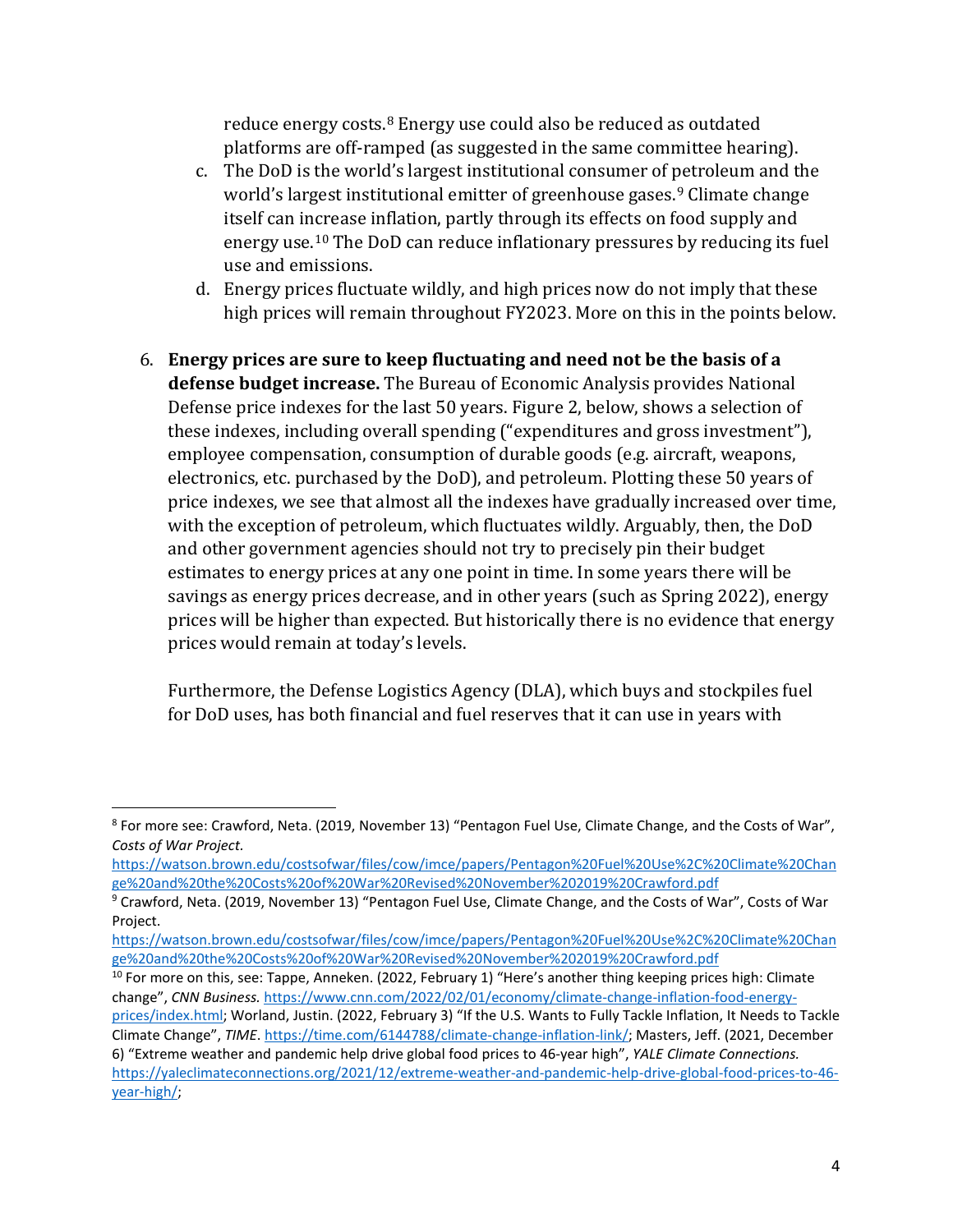reduce energy costs.[8] Energy use could also be reduced as outdated platforms are off-ramped (as suggested in the same committee hearing).

c. The DoD is the world's largest institutional consumer of petroleum and the world's largest institutional emitter of greenhouse gases.[9] Climate change itself can increase inflation, partly through its effects on food supply and energy use.[10] The DoD can reduce inflationary pressures by reducing its fuel use and emissions.

d. Energy prices fluctuate wildly, and high prices now do not imply that these high prices will remain throughout FY2023. More on this in the points below.

6. **Energy prices are sure to keep fluctuating and need not be the basis of a defense budget increase.** The Bureau of Economic Analysis provides National Defense price indexes for the last 50 years. Figure 2, below, shows a selection of these indexes, including overall spending ("expenditures and gross investment"), employee compensation, consumption of durable goods (e.g. aircraft, weapons, electronics, etc. purchased by the DoD), and petroleum. Plotting these 50 years of price indexes, we see that almost all the indexes have gradually increased over time, with the exception of petroleum, which fluctuates wildly. Arguably, then, the DoD and other government agencies should not try to precisely pin their budget estimates to energy prices at any one point in time. In some years there will be savings as energy prices decrease, and in other years (such as Spring 2022), energy prices will be higher than expected. But historically there is no evidence that energy prices would remain at today's levels.

   Furthermore, the Defense Logistics Agency (DLA), which buys and stockpiles fuel for DoD uses, has both financial and fuel reserves that it can use in years with

---

[8] For more see: Crawford, Neta. (2019, November 13) "Pentagon Fuel Use, Climate Change, and the Costs of War", *Costs of War Project.* https://watson.brown.edu/costsofwar/files/cow/imce/papers/Pentagon%20Fuel%20Use%2C%20Climate%20Change%20and%20the%20Costs%20of%20War%20Revised%20November%202019%20Crawford.pdf

[9] Crawford, Neta. (2019, November 13) "Pentagon Fuel Use, Climate Change, and the Costs of War", Costs of War Project. https://watson.brown.edu/costsofwar/files/cow/imce/papers/Pentagon%20Fuel%20Use%2C%20Climate%20Change%20and%20the%20Costs%20of%20War%20Revised%20November%202019%20Crawford.pdf

[10] For more on this, see: Tappe, Anneken. (2022, February 1) "Here's another thing keeping prices high: Climate change", *CNN Business.* https://www.cnn.com/2022/02/01/economy/climate-change-inflation-food-energy-prices/index.html; Worland, Justin. (2022, February 3) "If the U.S. Wants to Fully Tackle Inflation, It Needs to Tackle Climate Change", *TIME*. https://time.com/6144788/climate-change-inflation-link/; Masters, Jeff. (2021, December 6) "Extreme weather and pandemic help drive global food prices to 46-year high", *YALE Climate Connections.* https://yaleclimateconnections.org/2021/12/extreme-weather-and-pandemic-help-drive-global-food-prices-to-46-year-high/;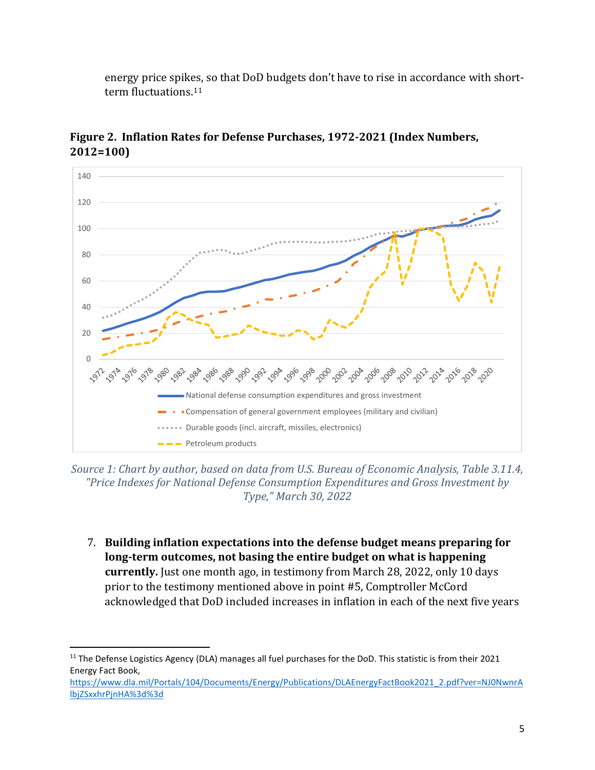energy price spikes, so that DoD budgets don't have to rise in accordance with short-term fluctuations.[11]

**Figure 2. Inflation Rates for Defense Purchases, 1972-2021 (Index Numbers, 2012=100)**

*Source 1: Chart by author, based on data from U.S. Bureau of Economic Analysis, Table 3.11.4, "Price Indexes for National Defense Consumption Expenditures and Gross Investment by Type," March 30, 2022*

7. **Building inflation expectations into the defense budget means preparing for long-term outcomes, not basing the entire budget on what is happening currently.** Just one month ago, in testimony from March 28, 2022, only 10 days prior to the testimony mentioned above in point #5, Comptroller McCord acknowledged that DoD included increases in inflation in each of the next five years

---

[11] The Defense Logistics Agency (DLA) manages all fuel purchases for the DoD. This statistic is from their 2021 Energy Fact Book, https://www.dla.mil/Portals/104/Documents/Energy/Publications/DLAEnergyFactBook2021_2.pdf?ver=NJ0NwnrAlbjZSxxhrPjnHA%3d%3d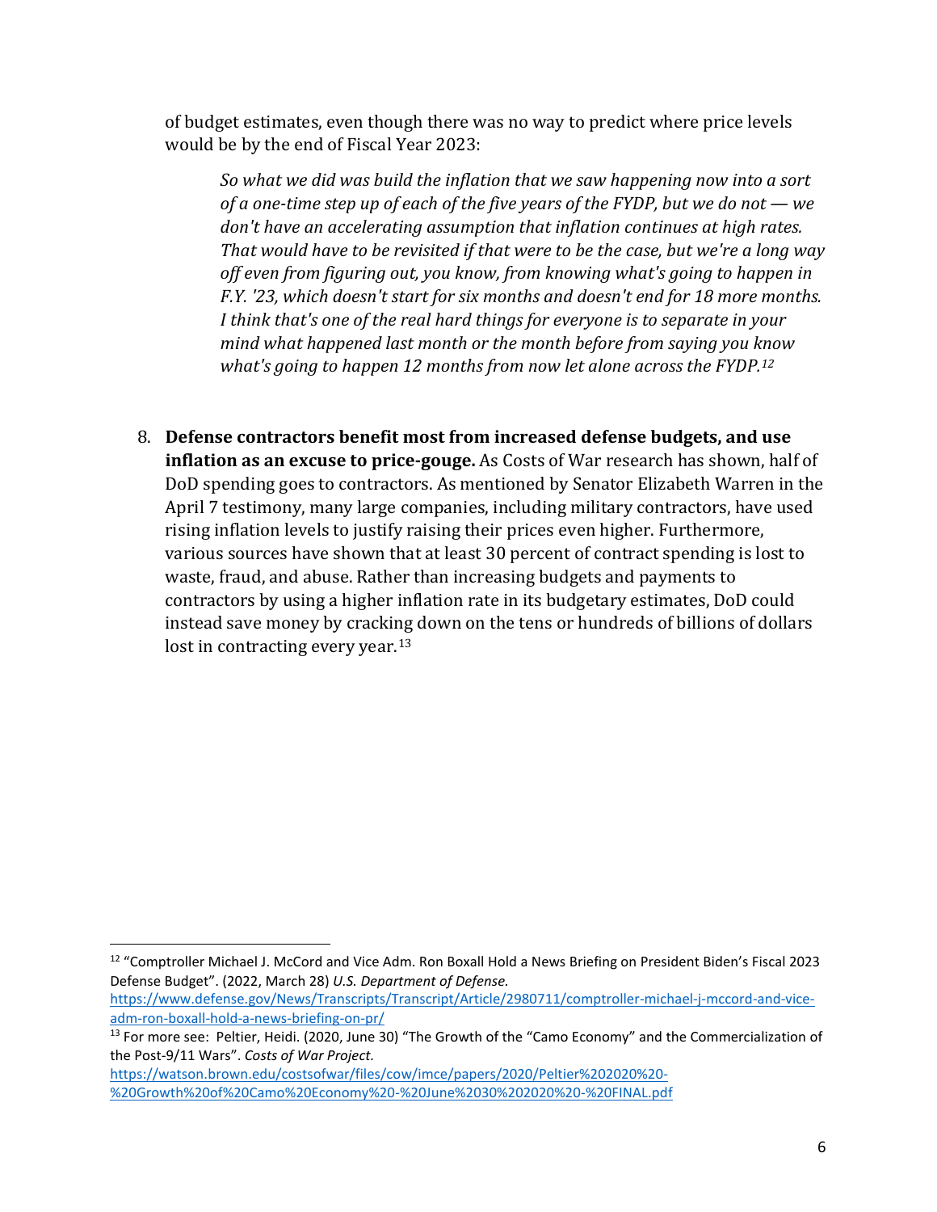of budget estimates, even though there was no way to predict where price levels would be by the end of Fiscal Year 2023:

> *So what we did was build the inflation that we saw happening now into a sort of a one-time step up of each of the five years of the FYDP, but we do not — we don't have an accelerating assumption that inflation continues at high rates. That would have to be revisited if that were to be the case, but we're a long way off even from figuring out, you know, from knowing what's going to happen in F.Y. '23, which doesn't start for six months and doesn't end for 18 more months. I think that's one of the real hard things for everyone is to separate in your mind what happened last month or the month before from saying you know what's going to happen 12 months from now let alone across the FYDP.*[12]

8. **Defense contractors benefit most from increased defense budgets, and use inflation as an excuse to price-gouge.** As Costs of War research has shown, half of DoD spending goes to contractors. As mentioned by Senator Elizabeth Warren in the April 7 testimony, many large companies, including military contractors, have used rising inflation levels to justify raising their prices even higher. Furthermore, various sources have shown that at least 30 percent of contract spending is lost to waste, fraud, and abuse. Rather than increasing budgets and payments to contractors by using a higher inflation rate in its budgetary estimates, DoD could instead save money by cracking down on the tens or hundreds of billions of dollars lost in contracting every year.[13]

---

[12] "Comptroller Michael J. McCord and Vice Adm. Ron Boxall Hold a News Briefing on President Biden's Fiscal 2023 Defense Budget". (2022, March 28) *U.S. Department of Defense*. https://www.defense.gov/News/Transcripts/Transcript/Article/2980711/comptroller-michael-j-mccord-and-vice-adm-ron-boxall-hold-a-news-briefing-on-pr/

[13] For more see: Peltier, Heidi. (2020, June 30) "The Growth of the "Camo Economy" and the Commercialization of the Post-9/11 Wars". *Costs of War Project*. https://watson.brown.edu/costsofwar/files/cow/imce/papers/2020/Peltier%202020%20-%20Growth%20of%20Camo%20Economy%20-%20June%2030%202020%20-%20FINAL.pdf